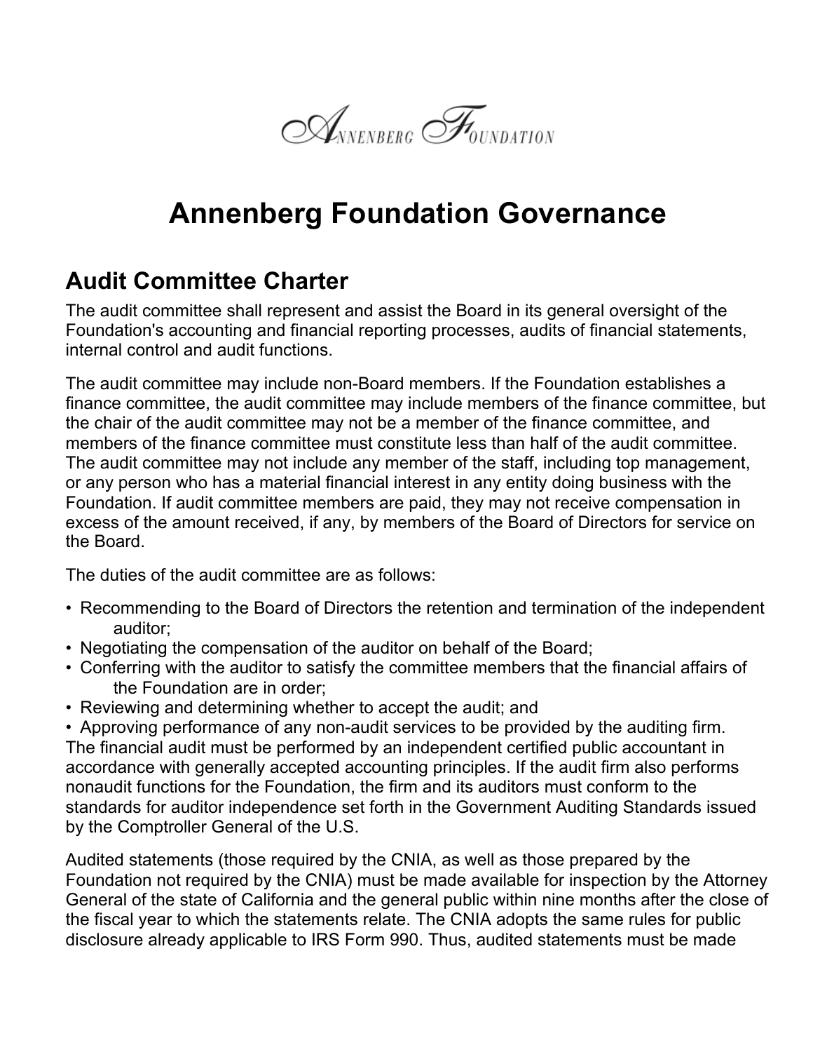Annenberg Foundation

# Annenberg Foundation Governance

## Audit Committee Charter

The audit committee shall represent and assist the Board in its general oversight of the Foundation's accounting and financial reporting processes, audits of financial statements, internal control and audit functions.

The audit committee may include non-Board members. If the Foundation establishes a finance committee, the audit committee may include members of the finance committee, but the chair of the audit committee may not be a member of the finance committee, and members of the finance committee must constitute less than half of the audit committee. The audit committee may not include any member of the staff, including top management, or any person who has a material financial interest in any entity doing business with the Foundation. If audit committee members are paid, they may not receive compensation in excess of the amount received, if any, by members of the Board of Directors for service on the Board.

The duties of the audit committee are as follows:

- Recommending to the Board of Directors the retention and termination of the independent auditor;
- Negotiating the compensation of the auditor on behalf of the Board;
- Conferring with the auditor to satisfy the committee members that the financial affairs of the Foundation are in order;
- Reviewing and determining whether to accept the audit; and
- Approving performance of any non-audit services to be provided by the auditing firm.

The financial audit must be performed by an independent certified public accountant in accordance with generally accepted accounting principles. If the audit firm also performs nonaudit functions for the Foundation, the firm and its auditors must conform to the standards for auditor independence set forth in the Government Auditing Standards issued by the Comptroller General of the U.S.

Audited statements (those required by the CNIA, as well as those prepared by the Foundation not required by the CNIA) must be made available for inspection by the Attorney General of the state of California and the general public within nine months after the close of the fiscal year to which the statements relate. The CNIA adopts the same rules for public disclosure already applicable to IRS Form 990. Thus, audited statements must be made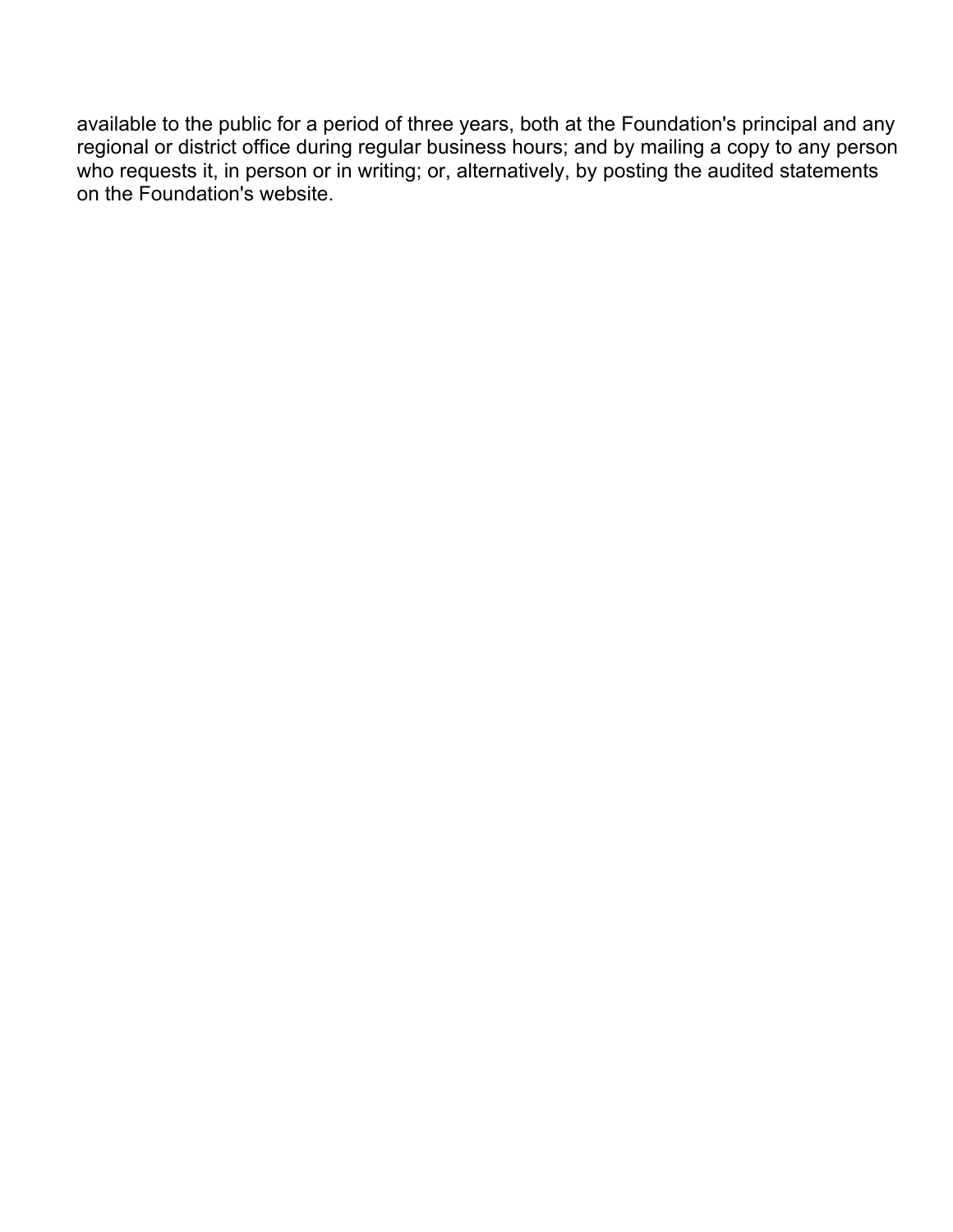available to the public for a period of three years, both at the Foundation's principal and any regional or district office during regular business hours; and by mailing a copy to any person who requests it, in person or in writing; or, alternatively, by posting the audited statements on the Foundation's website.